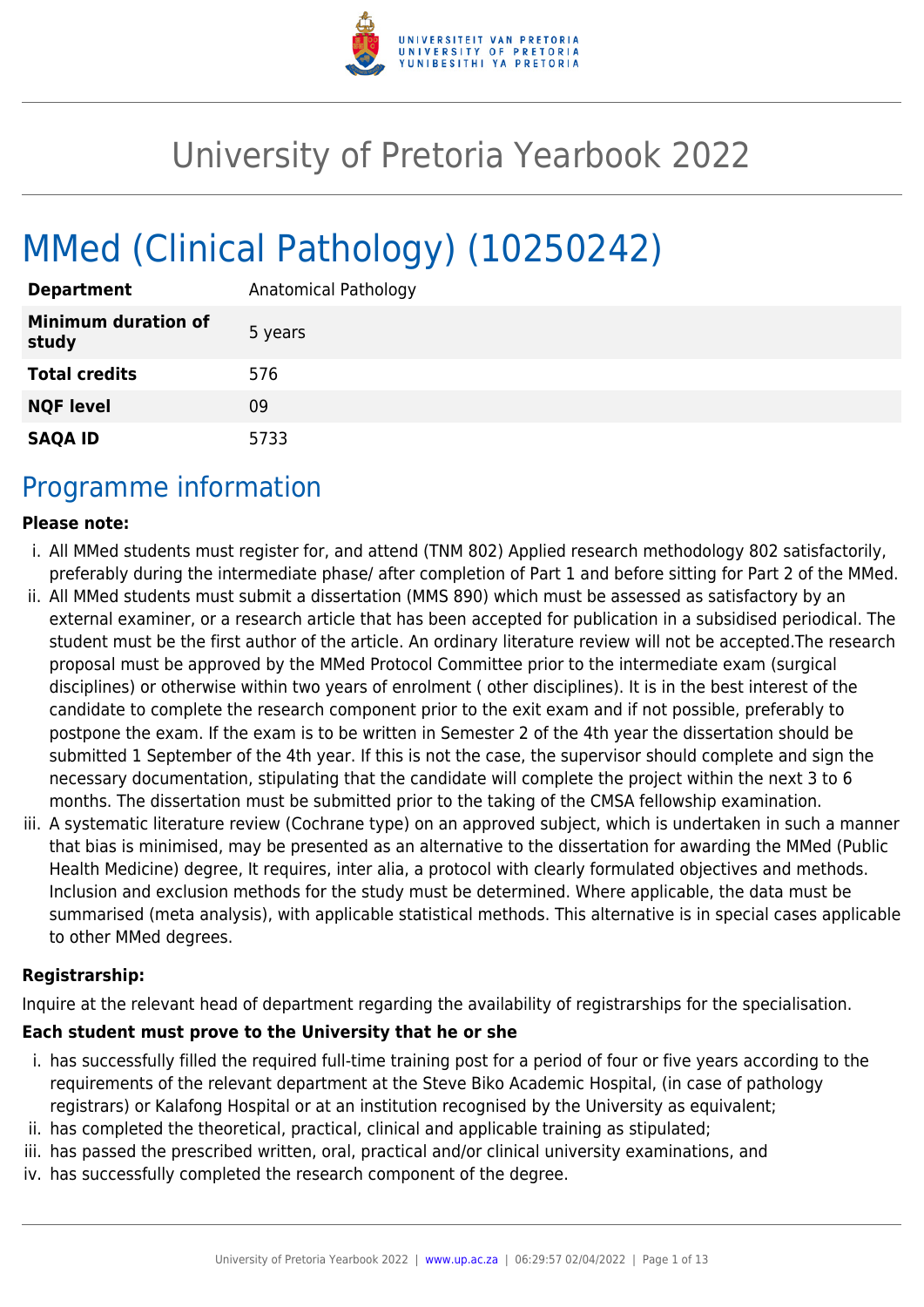# University of Pretoria Yearbook 2022

# MMed (Clinical Pathology) (10250242)

| **Department** | Anatomical Pathology |
|---|---|
| **Minimum duration of study** | 5 years |
| **Total credits** | 576 |
| **NQF level** | 09 |
| **SAQA ID** | 5733 |

## Programme information

**Please note:**

i. All MMed students must register for, and attend (TNM 802) Applied research methodology 802 satisfactorily, preferably during the intermediate phase/ after completion of Part 1 and before sitting for Part 2 of the MMed.
ii. All MMed students must submit a dissertation (MMS 890) which must be assessed as satisfactory by an external examiner, or a research article that has been accepted for publication in a subsidised periodical. The student must be the first author of the article. An ordinary literature review will not be accepted.The research proposal must be approved by the MMed Protocol Committee prior to the intermediate exam (surgical disciplines) or otherwise within two years of enrolment ( other disciplines). It is in the best interest of the candidate to complete the research component prior to the exit exam and if not possible, preferably to postpone the exam. If the exam is to be written in Semester 2 of the 4th year the dissertation should be submitted 1 September of the 4th year. If this is not the case, the supervisor should complete and sign the necessary documentation, stipulating that the candidate will complete the project within the next 3 to 6 months. The dissertation must be submitted prior to the taking of the CMSA fellowship examination.
iii. A systematic literature review (Cochrane type) on an approved subject, which is undertaken in such a manner that bias is minimised, may be presented as an alternative to the dissertation for awarding the MMed (Public Health Medicine) degree, It requires, inter alia, a protocol with clearly formulated objectives and methods. Inclusion and exclusion methods for the study must be determined. Where applicable, the data must be summarised (meta analysis), with applicable statistical methods. This alternative is in special cases applicable to other MMed degrees.

**Registrarship:**

Inquire at the relevant head of department regarding the availability of registrarships for the specialisation.

**Each student must prove to the University that he or she**

i. has successfully filled the required full-time training post for a period of four or five years according to the requirements of the relevant department at the Steve Biko Academic Hospital, (in case of pathology registrars) or Kalafong Hospital or at an institution recognised by the University as equivalent;
ii. has completed the theoretical, practical, clinical and applicable training as stipulated;
iii. has passed the prescribed written, oral, practical and/or clinical university examinations, and
iv. has successfully completed the research component of the degree.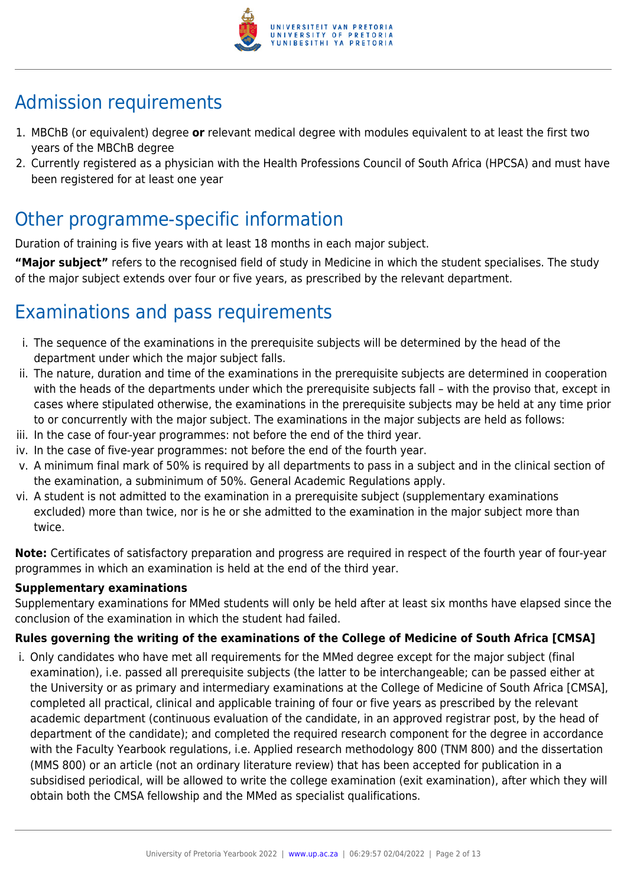## Admission requirements

1. MBChB (or equivalent) degree **or** relevant medical degree with modules equivalent to at least the first two years of the MBChB degree
2. Currently registered as a physician with the Health Professions Council of South Africa (HPCSA) and must have been registered for at least one year

## Other programme-specific information

Duration of training is five years with at least 18 months in each major subject.

**"Major subject"** refers to the recognised field of study in Medicine in which the student specialises. The study of the major subject extends over four or five years, as prescribed by the relevant department.

## Examinations and pass requirements

i. The sequence of the examinations in the prerequisite subjects will be determined by the head of the department under which the major subject falls.
ii. The nature, duration and time of the examinations in the prerequisite subjects are determined in cooperation with the heads of the departments under which the prerequisite subjects fall – with the proviso that, except in cases where stipulated otherwise, the examinations in the prerequisite subjects may be held at any time prior to or concurrently with the major subject. The examinations in the major subjects are held as follows:
iii. In the case of four-year programmes: not before the end of the third year.
iv. In the case of five-year programmes: not before the end of the fourth year.
v. A minimum final mark of 50% is required by all departments to pass in a subject and in the clinical section of the examination, a subminimum of 50%. General Academic Regulations apply.
vi. A student is not admitted to the examination in a prerequisite subject (supplementary examinations excluded) more than twice, nor is he or she admitted to the examination in the major subject more than twice.

**Note:** Certificates of satisfactory preparation and progress are required in respect of the fourth year of four-year programmes in which an examination is held at the end of the third year.

**Supplementary examinations**

Supplementary examinations for MMed students will only be held after at least six months have elapsed since the conclusion of the examination in which the student had failed.

**Rules governing the writing of the examinations of the College of Medicine of South Africa [CMSA]**

i. Only candidates who have met all requirements for the MMed degree except for the major subject (final examination), i.e. passed all prerequisite subjects (the latter to be interchangeable; can be passed either at the University or as primary and intermediary examinations at the College of Medicine of South Africa [CMSA], completed all practical, clinical and applicable training of four or five years as prescribed by the relevant academic department (continuous evaluation of the candidate, in an approved registrar post, by the head of department of the candidate); and completed the required research component for the degree in accordance with the Faculty Yearbook regulations, i.e. Applied research methodology 800 (TNM 800) and the dissertation (MMS 800) or an article (not an ordinary literature review) that has been accepted for publication in a subsidised periodical, will be allowed to write the college examination (exit examination), after which they will obtain both the CMSA fellowship and the MMed as specialist qualifications.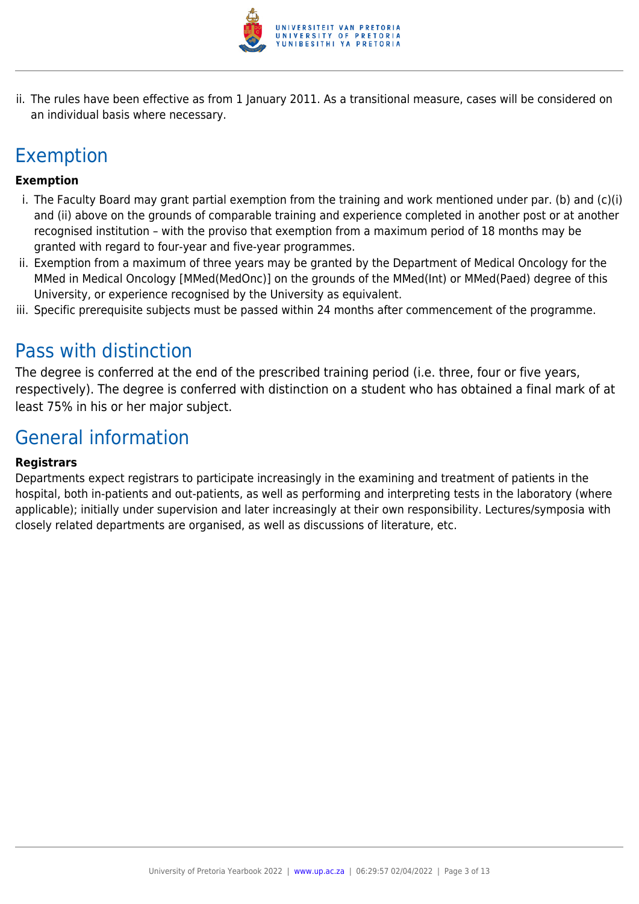ii. The rules have been effective as from 1 January 2011. As a transitional measure, cases will be considered on an individual basis where necessary.

## Exemption

**Exemption**

i. The Faculty Board may grant partial exemption from the training and work mentioned under par. (b) and (c)(i) and (ii) above on the grounds of comparable training and experience completed in another post or at another recognised institution – with the proviso that exemption from a maximum period of 18 months may be granted with regard to four-year and five-year programmes.
ii. Exemption from a maximum of three years may be granted by the Department of Medical Oncology for the MMed in Medical Oncology [MMed(MedOnc)] on the grounds of the MMed(Int) or MMed(Paed) degree of this University, or experience recognised by the University as equivalent.
iii. Specific prerequisite subjects must be passed within 24 months after commencement of the programme.

## Pass with distinction

The degree is conferred at the end of the prescribed training period (i.e. three, four or five years, respectively). The degree is conferred with distinction on a student who has obtained a final mark of at least 75% in his or her major subject.

## General information

**Registrars**

Departments expect registrars to participate increasingly in the examining and treatment of patients in the hospital, both in-patients and out-patients, as well as performing and interpreting tests in the laboratory (where applicable); initially under supervision and later increasingly at their own responsibility. Lectures/symposia with closely related departments are organised, as well as discussions of literature, etc.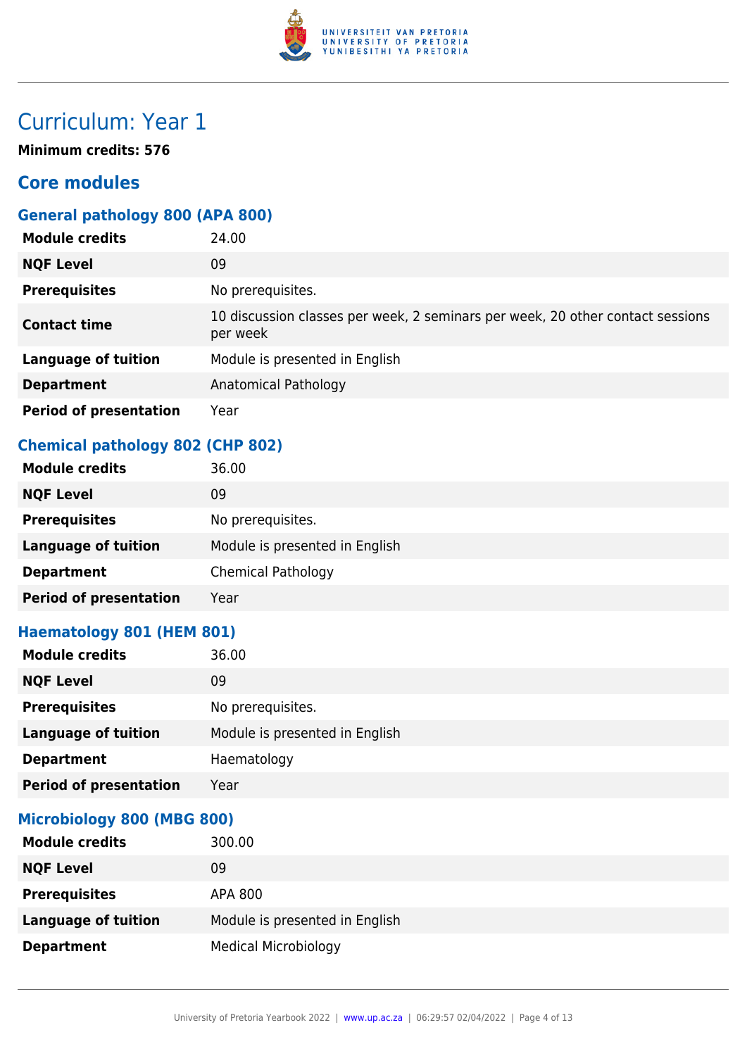# Curriculum: Year 1

**Minimum credits: 576**

## Core modules

### General pathology 800 (APA 800)

| | |
|---|---|
| **Module credits** | 24.00 |
| **NQF Level** | 09 |
| **Prerequisites** | No prerequisites. |
| **Contact time** | 10 discussion classes per week, 2 seminars per week, 20 other contact sessions per week |
| **Language of tuition** | Module is presented in English |
| **Department** | Anatomical Pathology |
| **Period of presentation** | Year |

### Chemical pathology 802 (CHP 802)

| | |
|---|---|
| **Module credits** | 36.00 |
| **NQF Level** | 09 |
| **Prerequisites** | No prerequisites. |
| **Language of tuition** | Module is presented in English |
| **Department** | Chemical Pathology |
| **Period of presentation** | Year |

### Haematology 801 (HEM 801)

| | |
|---|---|
| **Module credits** | 36.00 |
| **NQF Level** | 09 |
| **Prerequisites** | No prerequisites. |
| **Language of tuition** | Module is presented in English |
| **Department** | Haematology |
| **Period of presentation** | Year |

### Microbiology 800 (MBG 800)

| | |
|---|---|
| **Module credits** | 300.00 |
| **NQF Level** | 09 |
| **Prerequisites** | APA 800 |
| **Language of tuition** | Module is presented in English |
| **Department** | Medical Microbiology |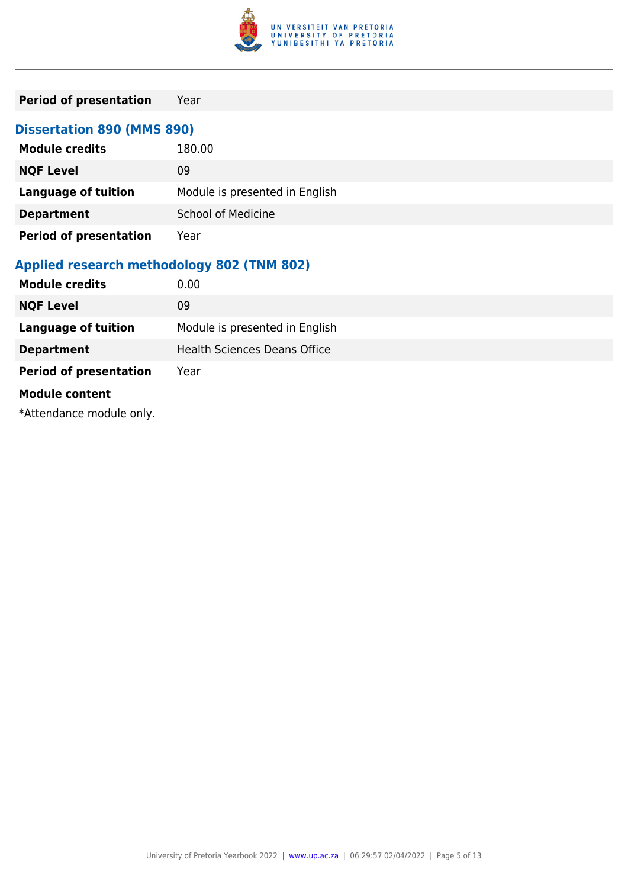| | |
|---|---|
| **Period of presentation** | Year |

### Dissertation 890 (MMS 890)

| | |
|---|---|
| **Module credits** | 180.00 |
| **NQF Level** | 09 |
| **Language of tuition** | Module is presented in English |
| **Department** | School of Medicine |
| **Period of presentation** | Year |

### Applied research methodology 802 (TNM 802)

| | |
|---|---|
| **Module credits** | 0.00 |
| **NQF Level** | 09 |
| **Language of tuition** | Module is presented in English |
| **Department** | Health Sciences Deans Office |
| **Period of presentation** | Year |

**Module content**

*Attendance module only.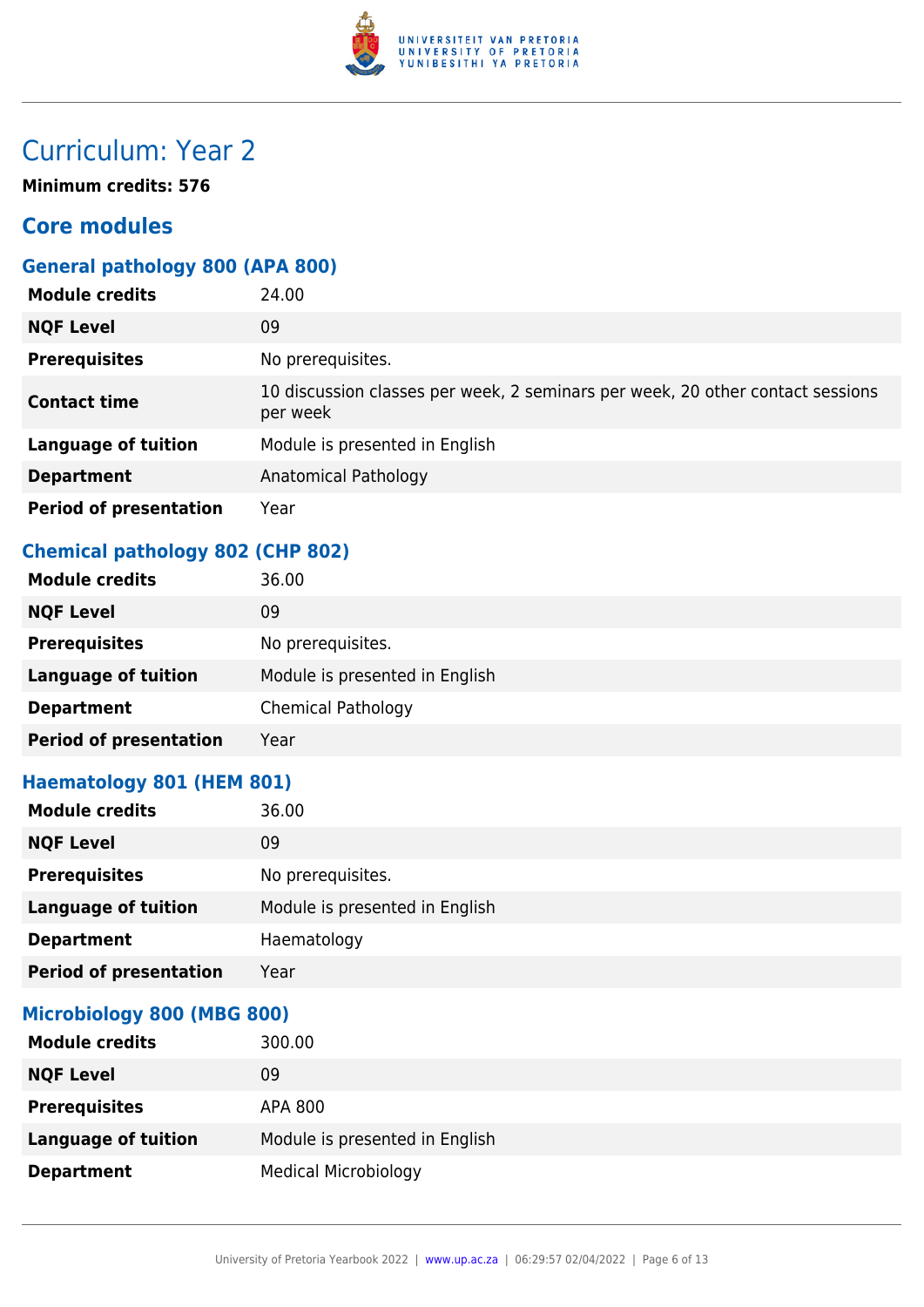# Curriculum: Year 2

**Minimum credits: 576**

## Core modules

### General pathology 800 (APA 800)

| | |
|---|---|
| **Module credits** | 24.00 |
| **NQF Level** | 09 |
| **Prerequisites** | No prerequisites. |
| **Contact time** | 10 discussion classes per week, 2 seminars per week, 20 other contact sessions per week |
| **Language of tuition** | Module is presented in English |
| **Department** | Anatomical Pathology |
| **Period of presentation** | Year |

### Chemical pathology 802 (CHP 802)

| | |
|---|---|
| **Module credits** | 36.00 |
| **NQF Level** | 09 |
| **Prerequisites** | No prerequisites. |
| **Language of tuition** | Module is presented in English |
| **Department** | Chemical Pathology |
| **Period of presentation** | Year |

### Haematology 801 (HEM 801)

| | |
|---|---|
| **Module credits** | 36.00 |
| **NQF Level** | 09 |
| **Prerequisites** | No prerequisites. |
| **Language of tuition** | Module is presented in English |
| **Department** | Haematology |
| **Period of presentation** | Year |

### Microbiology 800 (MBG 800)

| | |
|---|---|
| **Module credits** | 300.00 |
| **NQF Level** | 09 |
| **Prerequisites** | APA 800 |
| **Language of tuition** | Module is presented in English |
| **Department** | Medical Microbiology |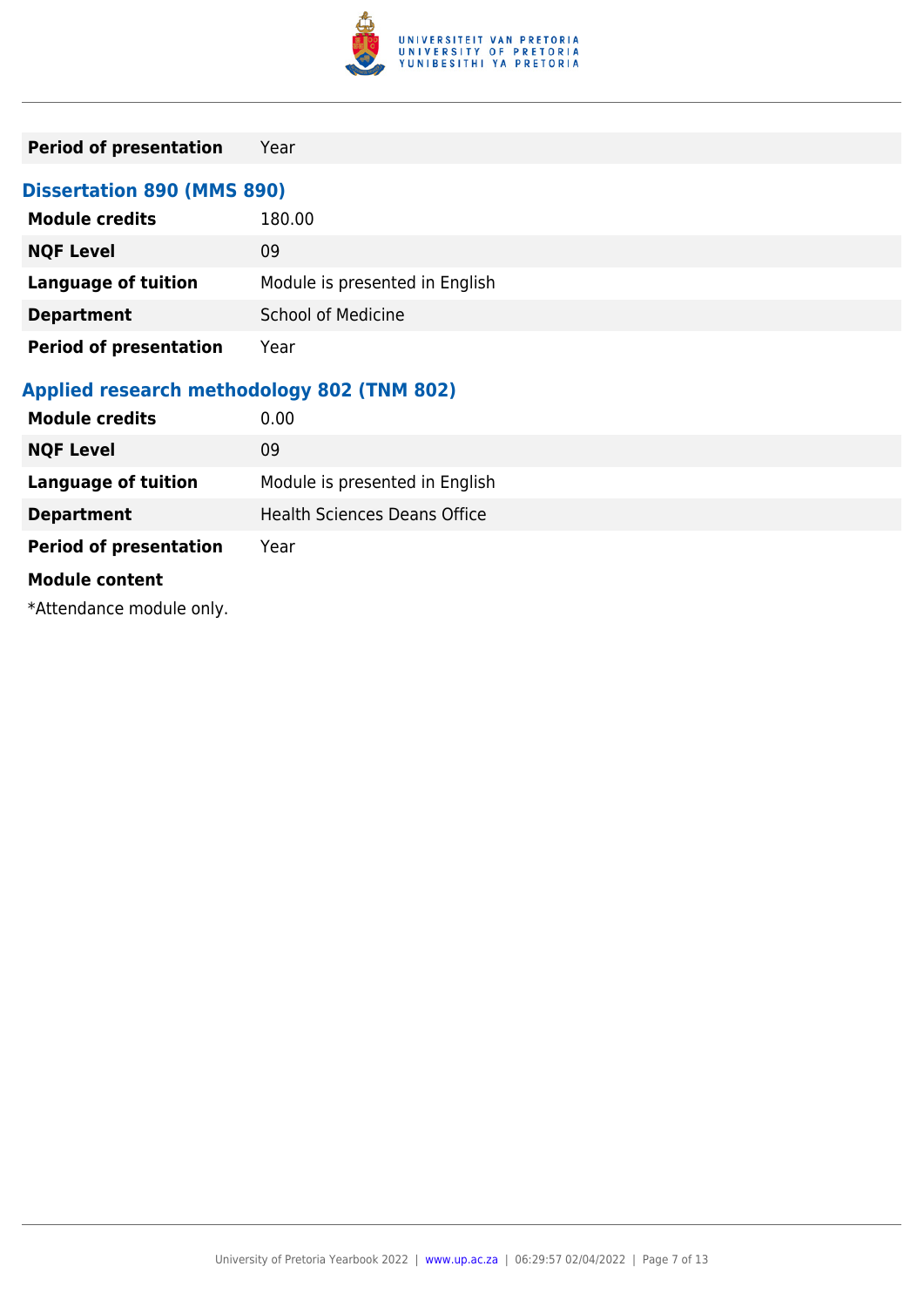| | |
|---|---|
| **Period of presentation** | Year |

### Dissertation 890 (MMS 890)

| | |
|---|---|
| **Module credits** | 180.00 |
| **NQF Level** | 09 |
| **Language of tuition** | Module is presented in English |
| **Department** | School of Medicine |
| **Period of presentation** | Year |

### Applied research methodology 802 (TNM 802)

| | |
|---|---|
| **Module credits** | 0.00 |
| **NQF Level** | 09 |
| **Language of tuition** | Module is presented in English |
| **Department** | Health Sciences Deans Office |
| **Period of presentation** | Year |

**Module content**

*Attendance module only.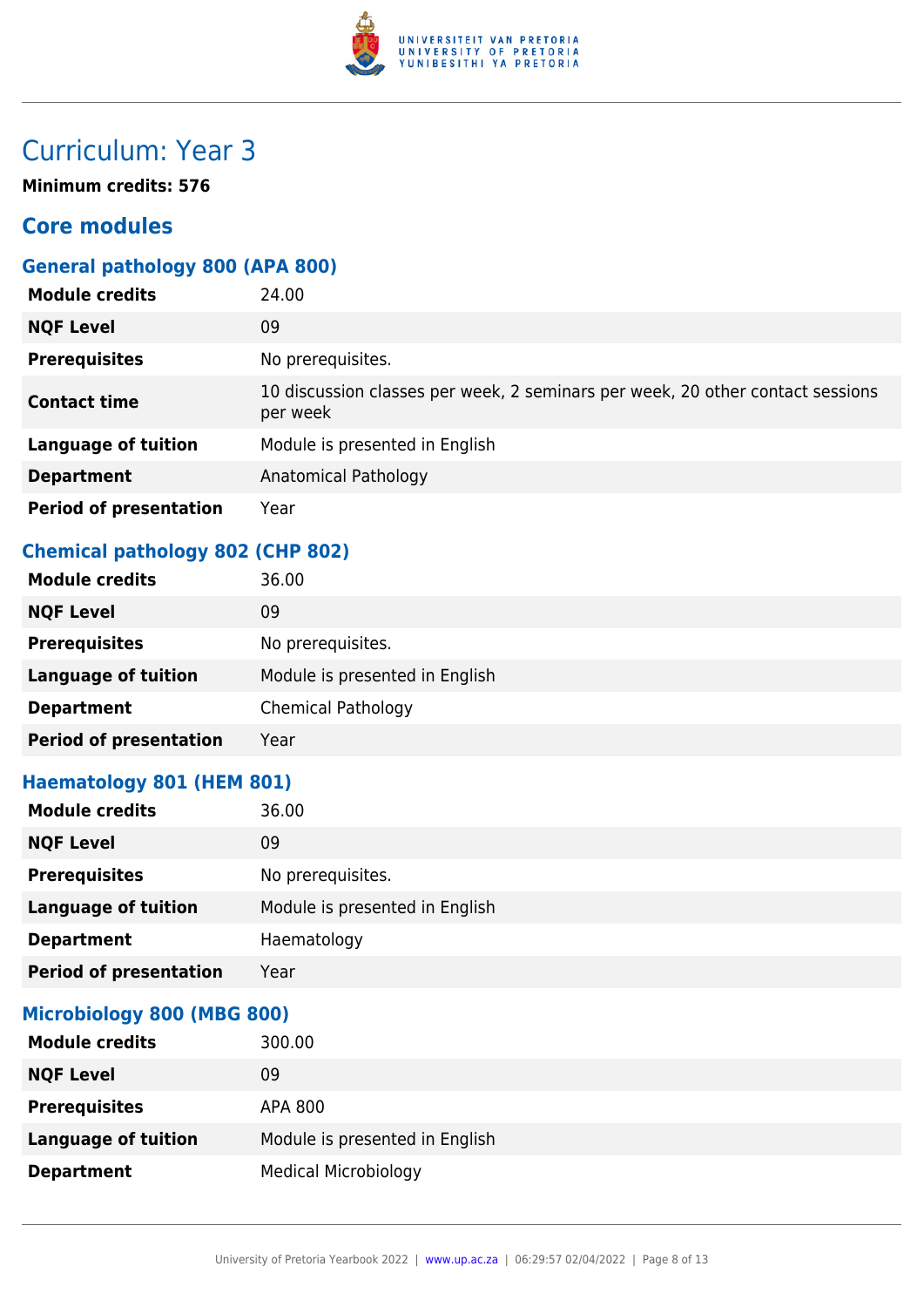# Curriculum: Year 3

**Minimum credits: 576**

## Core modules

### General pathology 800 (APA 800)

| | |
|---|---|
| **Module credits** | 24.00 |
| **NQF Level** | 09 |
| **Prerequisites** | No prerequisites. |
| **Contact time** | 10 discussion classes per week, 2 seminars per week, 20 other contact sessions per week |
| **Language of tuition** | Module is presented in English |
| **Department** | Anatomical Pathology |
| **Period of presentation** | Year |

### Chemical pathology 802 (CHP 802)

| | |
|---|---|
| **Module credits** | 36.00 |
| **NQF Level** | 09 |
| **Prerequisites** | No prerequisites. |
| **Language of tuition** | Module is presented in English |
| **Department** | Chemical Pathology |
| **Period of presentation** | Year |

### Haematology 801 (HEM 801)

| | |
|---|---|
| **Module credits** | 36.00 |
| **NQF Level** | 09 |
| **Prerequisites** | No prerequisites. |
| **Language of tuition** | Module is presented in English |
| **Department** | Haematology |
| **Period of presentation** | Year |

### Microbiology 800 (MBG 800)

| | |
|---|---|
| **Module credits** | 300.00 |
| **NQF Level** | 09 |
| **Prerequisites** | APA 800 |
| **Language of tuition** | Module is presented in English |
| **Department** | Medical Microbiology |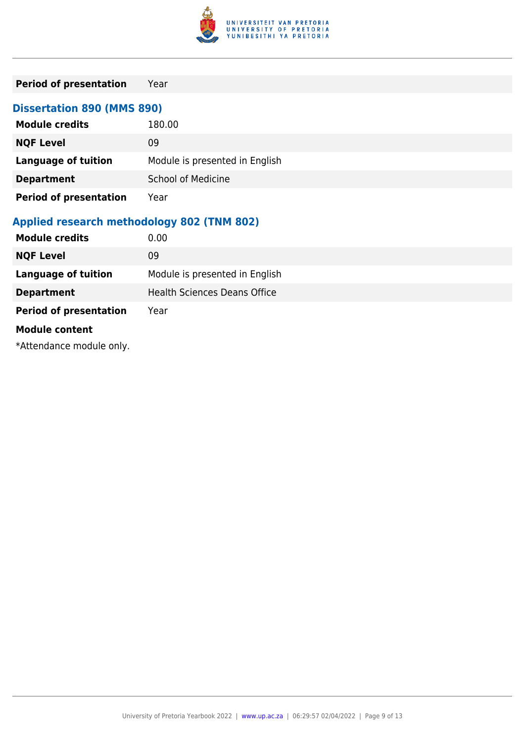| | |
|---|---|
| **Period of presentation** | Year |

### Dissertation 890 (MMS 890)

| | |
|---|---|
| **Module credits** | 180.00 |
| **NQF Level** | 09 |
| **Language of tuition** | Module is presented in English |
| **Department** | School of Medicine |
| **Period of presentation** | Year |

### Applied research methodology 802 (TNM 802)

| | |
|---|---|
| **Module credits** | 0.00 |
| **NQF Level** | 09 |
| **Language of tuition** | Module is presented in English |
| **Department** | Health Sciences Deans Office |
| **Period of presentation** | Year |

**Module content**

*Attendance module only.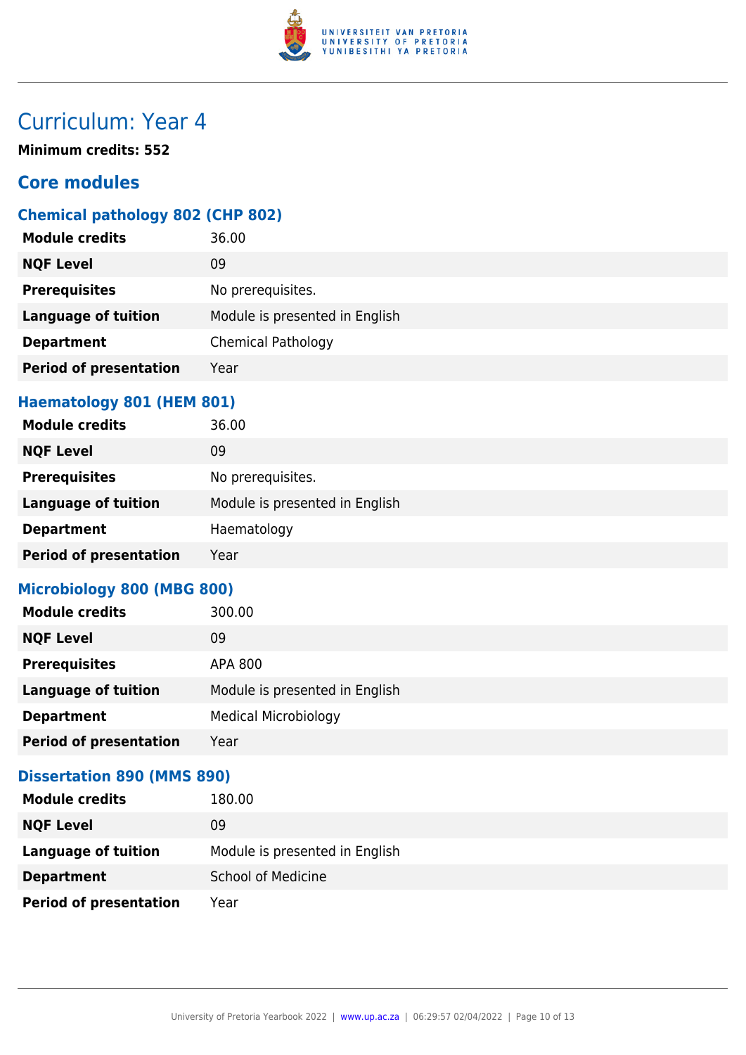# Curriculum: Year 4

**Minimum credits: 552**

## Core modules

### Chemical pathology 802 (CHP 802)

| | |
|---|---|
| **Module credits** | 36.00 |
| **NQF Level** | 09 |
| **Prerequisites** | No prerequisites. |
| **Language of tuition** | Module is presented in English |
| **Department** | Chemical Pathology |
| **Period of presentation** | Year |

### Haematology 801 (HEM 801)

| | |
|---|---|
| **Module credits** | 36.00 |
| **NQF Level** | 09 |
| **Prerequisites** | No prerequisites. |
| **Language of tuition** | Module is presented in English |
| **Department** | Haematology |
| **Period of presentation** | Year |

### Microbiology 800 (MBG 800)

| | |
|---|---|
| **Module credits** | 300.00 |
| **NQF Level** | 09 |
| **Prerequisites** | APA 800 |
| **Language of tuition** | Module is presented in English |
| **Department** | Medical Microbiology |
| **Period of presentation** | Year |

### Dissertation 890 (MMS 890)

| | |
|---|---|
| **Module credits** | 180.00 |
| **NQF Level** | 09 |
| **Language of tuition** | Module is presented in English |
| **Department** | School of Medicine |
| **Period of presentation** | Year |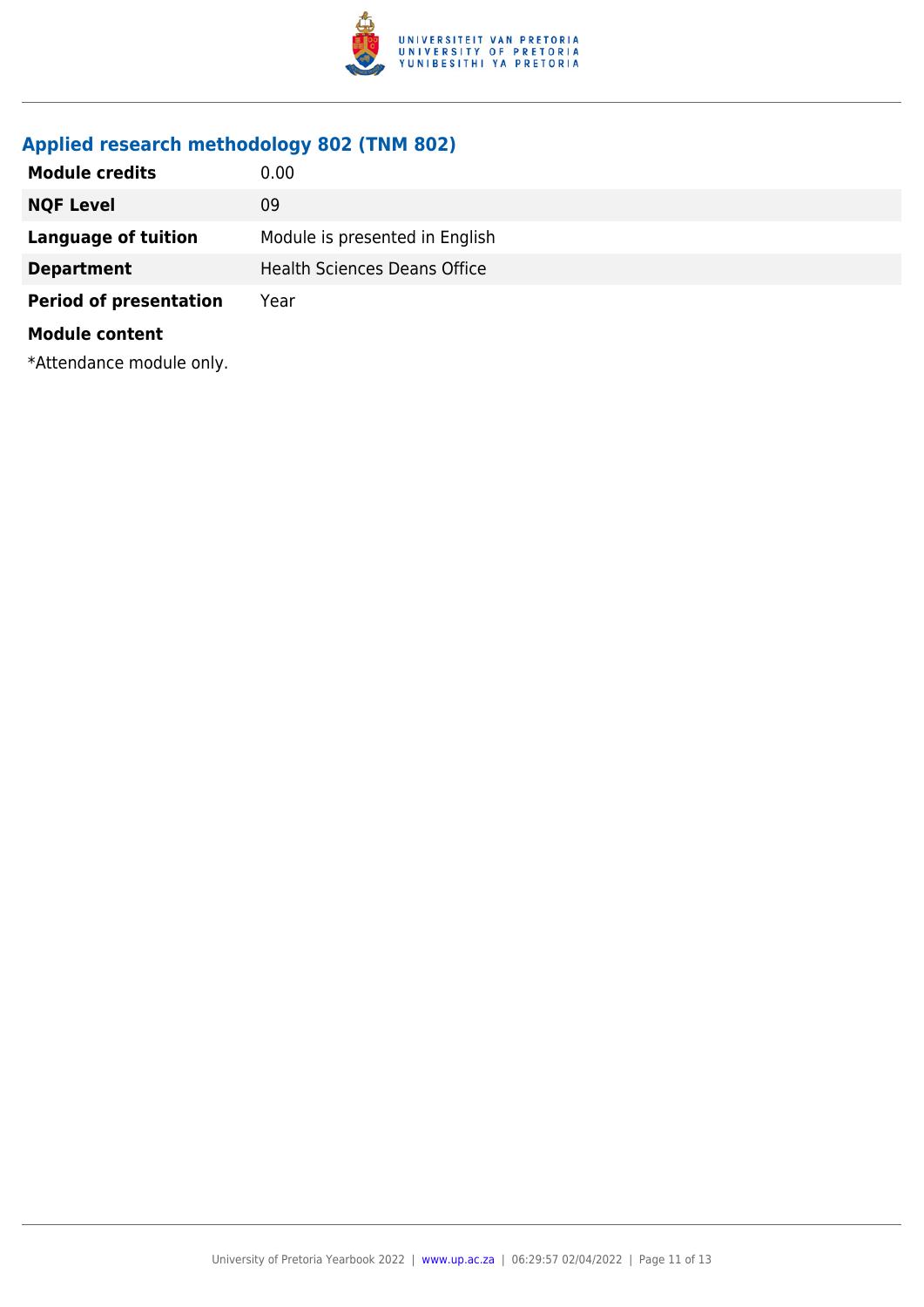## Applied research methodology 802 (TNM 802)

| | |
|---|---|
| **Module credits** | 0.00 |
| **NQF Level** | 09 |
| **Language of tuition** | Module is presented in English |
| **Department** | Health Sciences Deans Office |
| **Period of presentation** | Year |

**Module content**

*Attendance module only.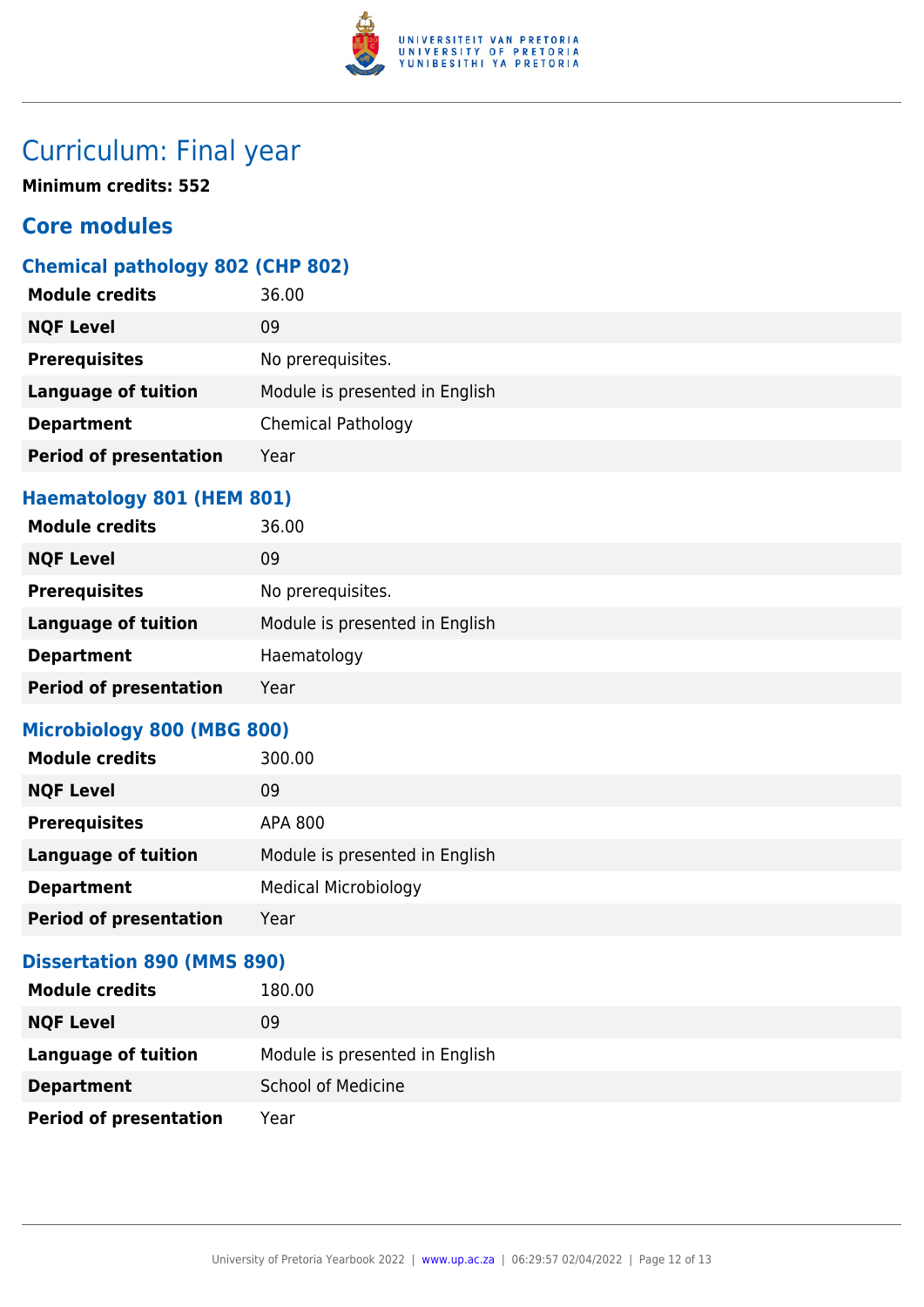# Curriculum: Final year

**Minimum credits: 552**

## Core modules

### Chemical pathology 802 (CHP 802)

| | |
|---|---|
| **Module credits** | 36.00 |
| **NQF Level** | 09 |
| **Prerequisites** | No prerequisites. |
| **Language of tuition** | Module is presented in English |
| **Department** | Chemical Pathology |
| **Period of presentation** | Year |

### Haematology 801 (HEM 801)

| | |
|---|---|
| **Module credits** | 36.00 |
| **NQF Level** | 09 |
| **Prerequisites** | No prerequisites. |
| **Language of tuition** | Module is presented in English |
| **Department** | Haematology |
| **Period of presentation** | Year |

### Microbiology 800 (MBG 800)

| | |
|---|---|
| **Module credits** | 300.00 |
| **NQF Level** | 09 |
| **Prerequisites** | APA 800 |
| **Language of tuition** | Module is presented in English |
| **Department** | Medical Microbiology |
| **Period of presentation** | Year |

### Dissertation 890 (MMS 890)

| | |
|---|---|
| **Module credits** | 180.00 |
| **NQF Level** | 09 |
| **Language of tuition** | Module is presented in English |
| **Department** | School of Medicine |
| **Period of presentation** | Year |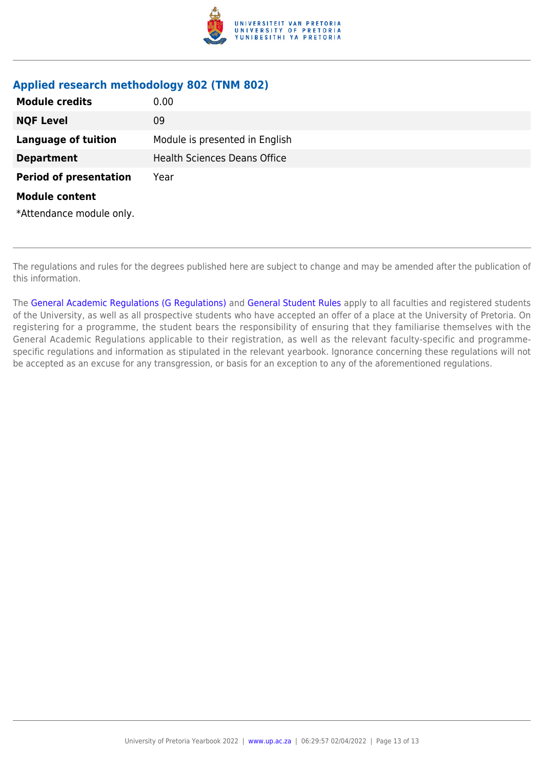## Applied research methodology 802 (TNM 802)

| | |
|---|---|
| **Module credits** | 0.00 |
| **NQF Level** | 09 |
| **Language of tuition** | Module is presented in English |
| **Department** | Health Sciences Deans Office |
| **Period of presentation** | Year |

**Module content**

*Attendance module only.

---

The regulations and rules for the degrees published here are subject to change and may be amended after the publication of this information.

The General Academic Regulations (G Regulations) and General Student Rules apply to all faculties and registered students of the University, as well as all prospective students who have accepted an offer of a place at the University of Pretoria. On registering for a programme, the student bears the responsibility of ensuring that they familiarise themselves with the General Academic Regulations applicable to their registration, as well as the relevant faculty-specific and programme-specific regulations and information as stipulated in the relevant yearbook. Ignorance concerning these regulations will not be accepted as an excuse for any transgression, or basis for an exception to any of the aforementioned regulations.